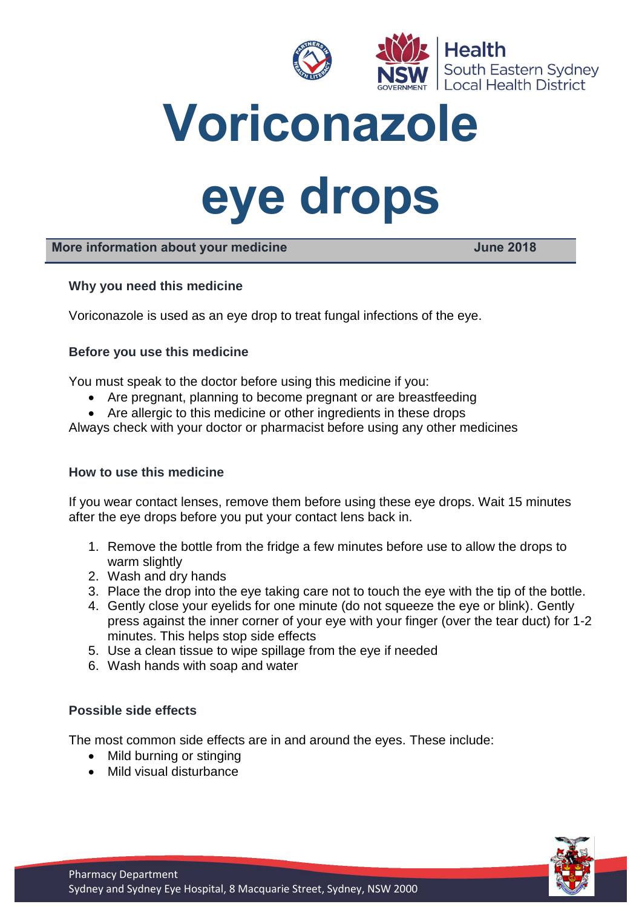# Voriconazole eye drops

**More information about your medicine** **June 2018**

### Why you need this medicine

Voriconazole is used as an eye drop to treat fungal infections of the eye.

### Before you use this medicine

You must speak to the doctor before using this medicine if you:

- Are pregnant, planning to become pregnant or are breastfeeding
- Are allergic to this medicine or other ingredients in these drops

Always check with your doctor or pharmacist before using any other medicines

### How to use this medicine

If you wear contact lenses, remove them before using these eye drops. Wait 15 minutes after the eye drops before you put your contact lens back in.

1. Remove the bottle from the fridge a few minutes before use to allow the drops to warm slightly
2. Wash and dry hands
3. Place the drop into the eye taking care not to touch the eye with the tip of the bottle.
4. Gently close your eyelids for one minute (do not squeeze the eye or blink). Gently press against the inner corner of your eye with your finger (over the tear duct) for 1-2 minutes. This helps stop side effects
5. Use a clean tissue to wipe spillage from the eye if needed
6. Wash hands with soap and water

### Possible side effects

The most common side effects are in and around the eyes. These include:

- Mild burning or stinging
- Mild visual disturbance

Pharmacy Department
Sydney and Sydney Eye Hospital, 8 Macquarie Street, Sydney, NSW 2000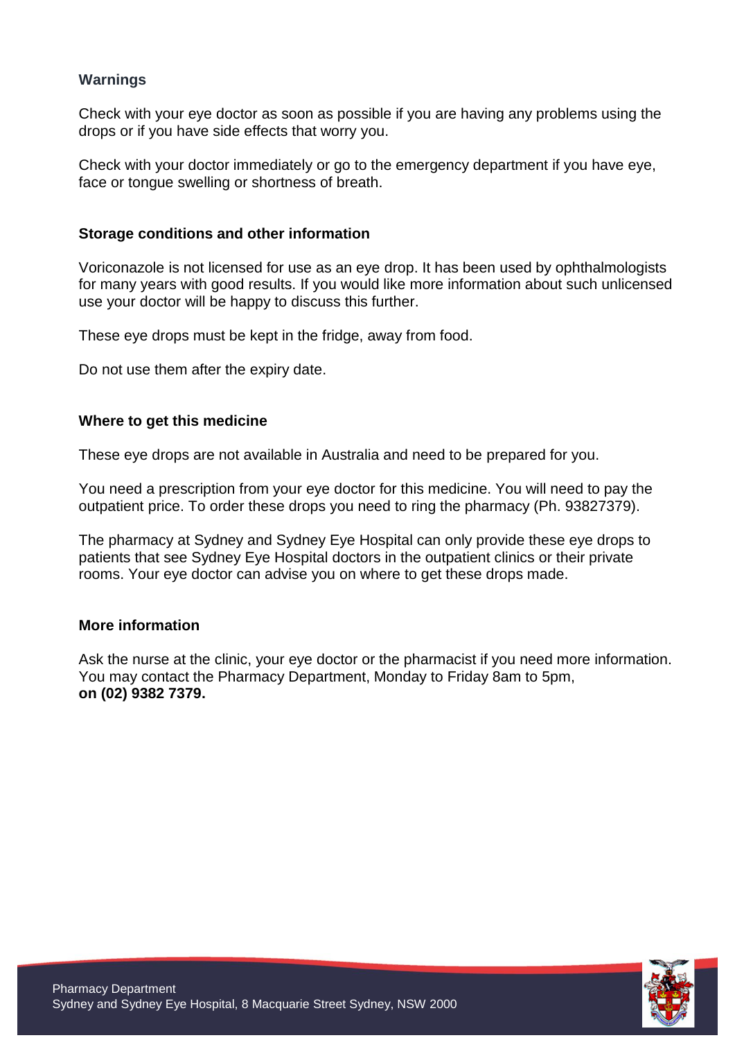## Warnings

Check with your eye doctor as soon as possible if you are having any problems using the drops or if you have side effects that worry you.

Check with your doctor immediately or go to the emergency department if you have eye, face or tongue swelling or shortness of breath.

## Storage conditions and other information

Voriconazole is not licensed for use as an eye drop. It has been used by ophthalmologists for many years with good results. If you would like more information about such unlicensed use your doctor will be happy to discuss this further.

These eye drops must be kept in the fridge, away from food.

Do not use them after the expiry date.

## Where to get this medicine

These eye drops are not available in Australia and need to be prepared for you.

You need a prescription from your eye doctor for this medicine. You will need to pay the outpatient price. To order these drops you need to ring the pharmacy (Ph. 93827379).

The pharmacy at Sydney and Sydney Eye Hospital can only provide these eye drops to patients that see Sydney Eye Hospital doctors in the outpatient clinics or their private rooms. Your eye doctor can advise you on where to get these drops made.

## More information

Ask the nurse at the clinic, your eye doctor or the pharmacist if you need more information. You may contact the Pharmacy Department, Monday to Friday 8am to 5pm,
**on (02) 9382 7379.**